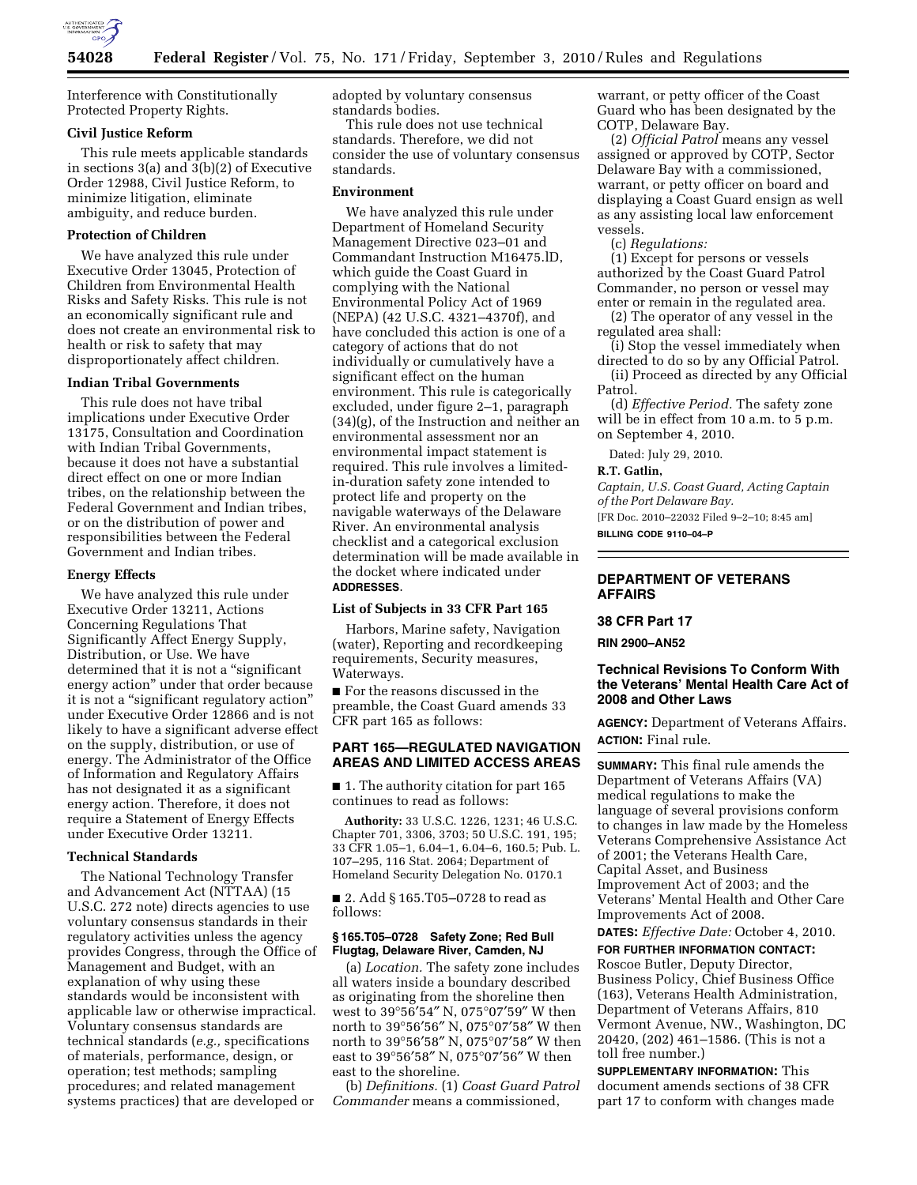Interference with Constitutionally Protected Property Rights.

### Civil Justice Reform

This rule meets applicable standards in sections 3(a) and 3(b)(2) of Executive Order 12988, Civil Justice Reform, to minimize litigation, eliminate ambiguity, and reduce burden.

### Protection of Children

We have analyzed this rule under Executive Order 13045, Protection of Children from Environmental Health Risks and Safety Risks. This rule is not an economically significant rule and does not create an environmental risk to health or risk to safety that may disproportionately affect children.

### Indian Tribal Governments

This rule does not have tribal implications under Executive Order 13175, Consultation and Coordination with Indian Tribal Governments, because it does not have a substantial direct effect on one or more Indian tribes, on the relationship between the Federal Government and Indian tribes, or on the distribution of power and responsibilities between the Federal Government and Indian tribes.

### Energy Effects

We have analyzed this rule under Executive Order 13211, Actions Concerning Regulations That Significantly Affect Energy Supply, Distribution, or Use. We have determined that it is not a "significant energy action" under that order because it is not a "significant regulatory action" under Executive Order 12866 and is not likely to have a significant adverse effect on the supply, distribution, or use of energy. The Administrator of the Office of Information and Regulatory Affairs has not designated it as a significant energy action. Therefore, it does not require a Statement of Energy Effects under Executive Order 13211.

### Technical Standards

The National Technology Transfer and Advancement Act (NTTAA) (15 U.S.C. 272 note) directs agencies to use voluntary consensus standards in their regulatory activities unless the agency provides Congress, through the Office of Management and Budget, with an explanation of why using these standards would be inconsistent with applicable law or otherwise impractical. Voluntary consensus standards are technical standards (*e.g.,* specifications of materials, performance, design, or operation; test methods; sampling procedures; and related management systems practices) that are developed or adopted by voluntary consensus standards bodies.

This rule does not use technical standards. Therefore, we did not consider the use of voluntary consensus standards.

### Environment

We have analyzed this rule under Department of Homeland Security Management Directive 023–01 and Commandant Instruction M16475.lD, which guide the Coast Guard in complying with the National Environmental Policy Act of 1969 (NEPA) (42 U.S.C. 4321–4370f), and have concluded this action is one of a category of actions that do not individually or cumulatively have a significant effect on the human environment. This rule is categorically excluded, under figure 2–1, paragraph (34)(g), of the Instruction and neither an environmental assessment nor an environmental impact statement is required. This rule involves a limited-in-duration safety zone intended to protect life and property on the navigable waterways of the Delaware River. An environmental analysis checklist and a categorical exclusion determination will be made available in the docket where indicated under **ADDRESSES**.

### List of Subjects in 33 CFR Part 165

Harbors, Marine safety, Navigation (water), Reporting and recordkeeping requirements, Security measures, Waterways.

■ For the reasons discussed in the preamble, the Coast Guard amends 33 CFR part 165 as follows:

## PART 165—REGULATED NAVIGATION AREAS AND LIMITED ACCESS AREAS

■ 1. The authority citation for part 165 continues to read as follows:

**Authority:** 33 U.S.C. 1226, 1231; 46 U.S.C. Chapter 701, 3306, 3703; 50 U.S.C. 191, 195; 33 CFR 1.05–1, 6.04–1, 6.04–6, 160.5; Pub. L. 107–295, 116 Stat. 2064; Department of Homeland Security Delegation No. 0170.1

■ 2. Add § 165.T05–0728 to read as follows:

#### § 165.T05–0728 Safety Zone; Red Bull Flugtag, Delaware River, Camden, NJ

(a) *Location.* The safety zone includes all waters inside a boundary described as originating from the shoreline then west to 39°56′54″ N, 075°07′59″ W then north to 39°56′56″ N, 075°07′58″ W then north to 39°56′58″ N, 075°07′58″ W then east to 39°56′58″ N, 075°07′56″ W then east to the shoreline.

(b) *Definitions.* (1) *Coast Guard Patrol Commander* means a commissioned, warrant, or petty officer of the Coast Guard who has been designated by the COTP, Delaware Bay.

(2) *Official Patrol* means any vessel assigned or approved by COTP, Sector Delaware Bay with a commissioned, warrant, or petty officer on board and displaying a Coast Guard ensign as well as any assisting local law enforcement vessels.

(c) *Regulations:*

(1) Except for persons or vessels authorized by the Coast Guard Patrol Commander, no person or vessel may enter or remain in the regulated area.

(2) The operator of any vessel in the regulated area shall:

(i) Stop the vessel immediately when directed to do so by any Official Patrol.

(ii) Proceed as directed by any Official Patrol.

(d) *Effective Period.* The safety zone will be in effect from 10 a.m. to 5 p.m. on September 4, 2010.

Dated: July 29, 2010.

**R.T. Gatlin,**

*Captain, U.S. Coast Guard, Acting Captain of the Port Delaware Bay.*

[FR Doc. 2010–22032 Filed 9–2–10; 8:45 am]

**BILLING CODE 9110–04–P**

## DEPARTMENT OF VETERANS AFFAIRS

### 38 CFR Part 17

**RIN 2900–AN52**

### Technical Revisions To Conform With the Veterans' Mental Health Care Act of 2008 and Other Laws

**AGENCY:** Department of Veterans Affairs.

**ACTION:** Final rule.

**SUMMARY:** This final rule amends the Department of Veterans Affairs (VA) medical regulations to make the language of several provisions conform to changes in law made by the Homeless Veterans Comprehensive Assistance Act of 2001; the Veterans Health Care, Capital Asset, and Business Improvement Act of 2003; and the Veterans' Mental Health and Other Care Improvements Act of 2008.

**DATES:** *Effective Date:* October 4, 2010.

**FOR FURTHER INFORMATION CONTACT:** Roscoe Butler, Deputy Director, Business Policy, Chief Business Office (163), Veterans Health Administration, Department of Veterans Affairs, 810 Vermont Avenue, NW., Washington, DC 20420, (202) 461–1586. (This is not a toll free number.)

**SUPPLEMENTARY INFORMATION:** This document amends sections of 38 CFR part 17 to conform with changes made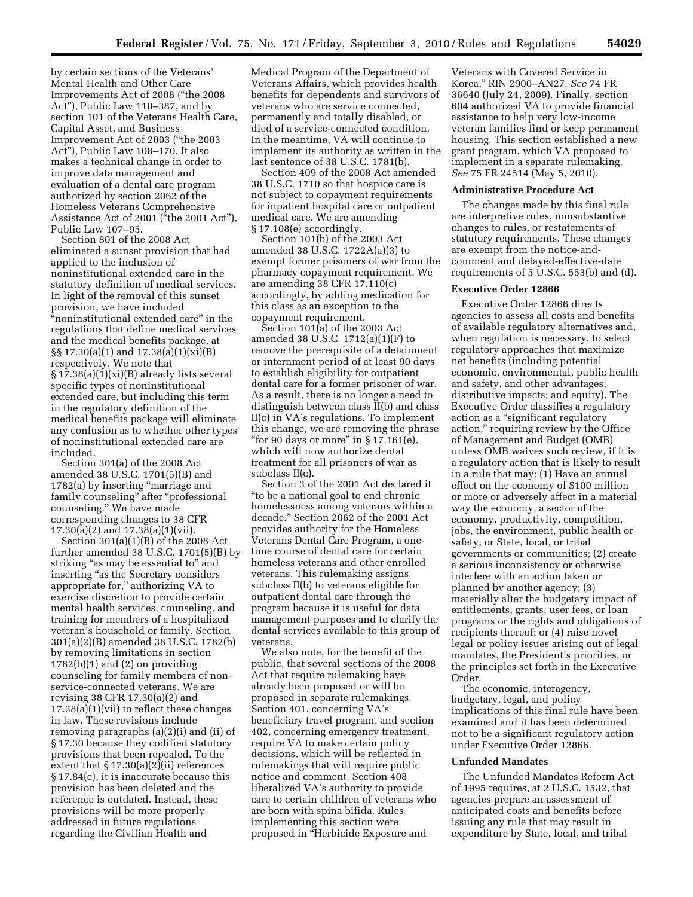by certain sections of the Veterans' Mental Health and Other Care Improvements Act of 2008 ("the 2008 Act"), Public Law 110–387, and by section 101 of the Veterans Health Care, Capital Asset, and Business Improvement Act of 2003 ("the 2003 Act"), Public Law 108–170. It also makes a technical change in order to improve data management and evaluation of a dental care program authorized by section 2062 of the Homeless Veterans Comprehensive Assistance Act of 2001 ("the 2001 Act"), Public Law 107–95.

Section 801 of the 2008 Act eliminated a sunset provision that had applied to the inclusion of noninstitutional extended care in the statutory definition of medical services. In light of the removal of this sunset provision, we have included "noninstitutional extended care" in the regulations that define medical services and the medical benefits package, at §§ 17.30(a)(1) and 17.38(a)(1)(xi)(B) respectively. We note that § 17.38(a)(1)(xi)(B) already lists several specific types of noninstitutional extended care, but including this term in the regulatory definition of the medical benefits package will eliminate any confusion as to whether other types of noninstitutional extended care are included.

Section 301(a) of the 2008 Act amended 38 U.S.C. 1701(5)(B) and 1782(a) by inserting "marriage and family counseling" after "professional counseling." We have made corresponding changes to 38 CFR 17.30(a)(2) and 17.38(a)(1)(vii).

Section 301(a)(1)(B) of the 2008 Act further amended 38 U.S.C. 1701(5)(B) by striking "as may be essential to" and inserting "as the Secretary considers appropriate for," authorizing VA to exercise discretion to provide certain mental health services, counseling, and training for members of a hospitalized veteran's household or family. Section 301(a)(2)(B) amended 38 U.S.C. 1782(b) by removing limitations in section 1782(b)(1) and (2) on providing counseling for family members of non-service-connected veterans. We are revising 38 CFR 17.30(a)(2) and 17.38(a)(1)(vii) to reflect these changes in law. These revisions include removing paragraphs (a)(2)(i) and (ii) of § 17.30 because they codified statutory provisions that been repealed. To the extent that § 17.30(a)(2)(ii) references § 17.84(c), it is inaccurate because this provision has been deleted and the reference is outdated. Instead, these provisions will be more properly addressed in future regulations regarding the Civilian Health and Medical Program of the Department of Veterans Affairs, which provides health benefits for dependents and survivors of veterans who are service connected, permanently and totally disabled, or died of a service-connected condition. In the meantime, VA will continue to implement its authority as written in the last sentence of 38 U.S.C. 1781(b).

Section 409 of the 2008 Act amended 38 U.S.C. 1710 so that hospice care is not subject to copayment requirements for inpatient hospital care or outpatient medical care. We are amending § 17.108(e) accordingly.

Section 101(b) of the 2003 Act amended 38 U.S.C. 1722A(a)(3) to exempt former prisoners of war from the pharmacy copayment requirement. We are amending 38 CFR 17.110(c) accordingly, by adding medication for this class as an exception to the copayment requirement.

Section 101(a) of the 2003 Act amended 38 U.S.C. 1712(a)(1)(F) to remove the prerequisite of a detainment or internment period of at least 90 days to establish eligibility for outpatient dental care for a former prisoner of war. As a result, there is no longer a need to distinguish between class II(b) and class II(c) in VA's regulations. To implement this change, we are removing the phrase "for 90 days or more" in § 17.161(e), which will now authorize dental treatment for all prisoners of war as subclass II(c).

Section 3 of the 2001 Act declared it "to be a national goal to end chronic homelessness among veterans within a decade." Section 2062 of the 2001 Act provides authority for the Homeless Veterans Dental Care Program, a one-time course of dental care for certain homeless veterans and other enrolled veterans. This rulemaking assigns subclass II(b) to veterans eligible for outpatient dental care through the program because it is useful for data management purposes and to clarify the dental services available to this group of veterans.

We also note, for the benefit of the public, that several sections of the 2008 Act that require rulemaking have already been proposed or will be proposed in separate rulemakings. Section 401, concerning VA's beneficiary travel program, and section 402, concerning emergency treatment, require VA to make certain policy decisions, which will be reflected in rulemakings that will require public notice and comment. Section 408 liberalized VA's authority to provide care to certain children of veterans who are born with spina bifida. Rules implementing this section were proposed in "Herbicide Exposure and Veterans with Covered Service in Korea," RIN 2900–AN27. *See* 74 FR 36640 (July 24, 2009). Finally, section 604 authorized VA to provide financial assistance to help very low-income veteran families find or keep permanent housing. This section established a new grant program, which VA proposed to implement in a separate rulemaking. *See* 75 FR 24514 (May 5, 2010).

## Administrative Procedure Act

The changes made by this final rule are interpretive rules, nonsubstantive changes to rules, or restatements of statutory requirements. These changes are exempt from the notice-and-comment and delayed-effective-date requirements of 5 U.S.C. 553(b) and (d).

## Executive Order 12866

Executive Order 12866 directs agencies to assess all costs and benefits of available regulatory alternatives and, when regulation is necessary, to select regulatory approaches that maximize net benefits (including potential economic, environmental, public health and safety, and other advantages; distributive impacts; and equity). The Executive Order classifies a regulatory action as a "significant regulatory action," requiring review by the Office of Management and Budget (OMB) unless OMB waives such review, if it is a regulatory action that is likely to result in a rule that may: (1) Have an annual effect on the economy of $100 million or more or adversely affect in a material way the economy, a sector of the economy, productivity, competition, jobs, the environment, public health or safety, or State, local, or tribal governments or communities; (2) create a serious inconsistency or otherwise interfere with an action taken or planned by another agency; (3) materially alter the budgetary impact of entitlements, grants, user fees, or loan programs or the rights and obligations of recipients thereof; or (4) raise novel legal or policy issues arising out of legal mandates, the President's priorities, or the principles set forth in the Executive Order.

The economic, interagency, budgetary, legal, and policy implications of this final rule have been examined and it has been determined not to be a significant regulatory action under Executive Order 12866.

## Unfunded Mandates

The Unfunded Mandates Reform Act of 1995 requires, at 2 U.S.C. 1532, that agencies prepare an assessment of anticipated costs and benefits before issuing any rule that may result in expenditure by State, local, and tribal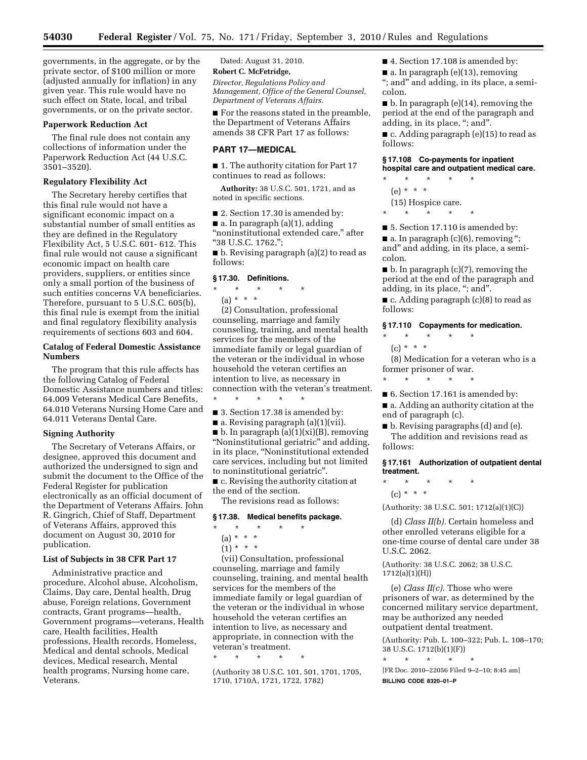governments, in the aggregate, or by the private sector, of $100 million or more (adjusted annually for inflation) in any given year. This rule would have no such effect on State, local, and tribal governments, or on the private sector.

**Paperwork Reduction Act**

The final rule does not contain any collections of information under the Paperwork Reduction Act (44 U.S.C. 3501–3520).

**Regulatory Flexibility Act**

The Secretary hereby certifies that this final rule would not have a significant economic impact on a substantial number of small entities as they are defined in the Regulatory Flexibility Act, 5 U.S.C. 601- 612. This final rule would not cause a significant economic impact on health care providers, suppliers, or entities since only a small portion of the business of such entities concerns VA beneficiaries. Therefore, pursuant to 5 U.S.C. 605(b), this final rule is exempt from the initial and final regulatory flexibility analysis requirements of sections 603 and 604.

**Catalog of Federal Domestic Assistance Numbers**

The program that this rule affects has the following Catalog of Federal Domestic Assistance numbers and titles: 64.009 Veterans Medical Care Benefits, 64.010 Veterans Nursing Home Care and 64.011 Veterans Dental Care.

**Signing Authority**

The Secretary of Veterans Affairs, or designee, approved this document and authorized the undersigned to sign and submit the document to the Office of the Federal Register for publication electronically as an official document of the Department of Veterans Affairs. John R. Gingrich, Chief of Staff, Department of Veterans Affairs, approved this document on August 30, 2010 for publication.

**List of Subjects in 38 CFR Part 17**

Administrative practice and procedure, Alcohol abuse, Alcoholism, Claims, Day care, Dental health, Drug abuse, Foreign relations, Government contracts, Grant programs—health, Government programs—veterans, Health care, Health facilities, Health professions, Health records, Homeless, Medical and dental schools, Medical devices, Medical research, Mental health programs, Nursing home care, Veterans.

Dated: August 31, 2010.

**Robert C. McFetridge,**

*Director, Regulations Policy and Management, Office of the General Counsel, Department of Veterans Affairs.*

■ For the reasons stated in the preamble, the Department of Veterans Affairs amends 38 CFR Part 17 as follows:

## PART 17—MEDICAL

■ 1. The authority citation for Part 17 continues to read as follows:

**Authority:** 38 U.S.C. 501, 1721, and as noted in specific sections.

■ 2. Section 17.30 is amended by:

■ a. In paragraph (a)(1), adding "noninstitutional extended care," after "38 U.S.C. 1762,";

■ b. Revising paragraph (a)(2) to read as follows:

### § 17.30. Definitions.

\* \* \* \* \*

(a) \* \* \*

(2) Consultation, professional counseling, marriage and family counseling, training, and mental health services for the members of the immediate family or legal guardian of the veteran or the individual in whose household the veteran certifies an intention to live, as necessary in connection with the veteran's treatment.

\* \* \* \* \*

■ 3. Section 17.38 is amended by:

■ a. Revising paragraph (a)(1)(vii).

■ b. In paragraph (a)(1)(xi)(B), removing "Noninstitutional geriatric" and adding, in its place, "Noninstitutional extended care services, including but not limited to noninstitutional geriatric".

■ c. Revising the authority citation at the end of the section.

The revisions read as follows:

### § 17.38. Medical benefits package.

\* \* \* \* \*

(a) \* \* \*

(1) \* \* \*

(vii) Consultation, professional counseling, marriage and family counseling, training, and mental health services for the members of the immediate family or legal guardian of the veteran or the individual in whose household the veteran certifies an intention to live, as necessary and appropriate, in connection with the veteran's treatment.

\* \* \* \* \*

(Authority 38 U.S.C. 101, 501, 1701, 1705, 1710, 1710A, 1721, 1722, 1782)

■ 4. Section 17.108 is amended by:

■ a. In paragraph (e)(13), removing "; and" and adding, in its place, a semi-colon.

■ b. In paragraph (e)(14), removing the period at the end of the paragraph and adding, in its place, "; and".

■ c. Adding paragraph (e)(15) to read as follows:

### § 17.108 Co-payments for inpatient hospital care and outpatient medical care.

\* \* \* \* \*

(e) \* \* \*

(15) Hospice care.

\* \* \* \* \*

■ 5. Section 17.110 is amended by:

■ a. In paragraph (c)(6), removing "; and" and adding, in its place, a semi-colon.

■ b. In paragraph (c)(7), removing the period at the end of the paragraph and adding, in its place, "; and".

■ c. Adding paragraph (c)(8) to read as follows:

### § 17.110 Copayments for medication.

\* \* \* \* \*

(c) \* \* \*

(8) Medication for a veteran who is a former prisoner of war.

\* \* \* \* \*

■ 6. Section 17.161 is amended by:

■ a. Adding an authority citation at the end of paragraph (c).

■ b. Revising paragraphs (d) and (e).

The addition and revisions read as follows:

### § 17.161 Authorization of outpatient dental treatment.

\* \* \* \* \*

(c) \* \* \*

(Authority: 38 U.S.C. 501; 1712(a)(1)(C))

(d) *Class II(b).* Certain homeless and other enrolled veterans eligible for a one-time course of dental care under 38 U.S.C. 2062.

(Authority: 38 U.S.C. 2062; 38 U.S.C. 1712(a)(1)(H))

(e) *Class II(c).* Those who were prisoners of war, as determined by the concerned military service department, may be authorized any needed outpatient dental treatment.

(Authority: Pub. L. 100–322; Pub. L. 108–170; 38 U.S.C. 1712(b)(1)(F))

\* \* \* \* \*

[FR Doc. 2010–22056 Filed 9–2–10; 8:45 am]

**BILLING CODE 8320–01–P**